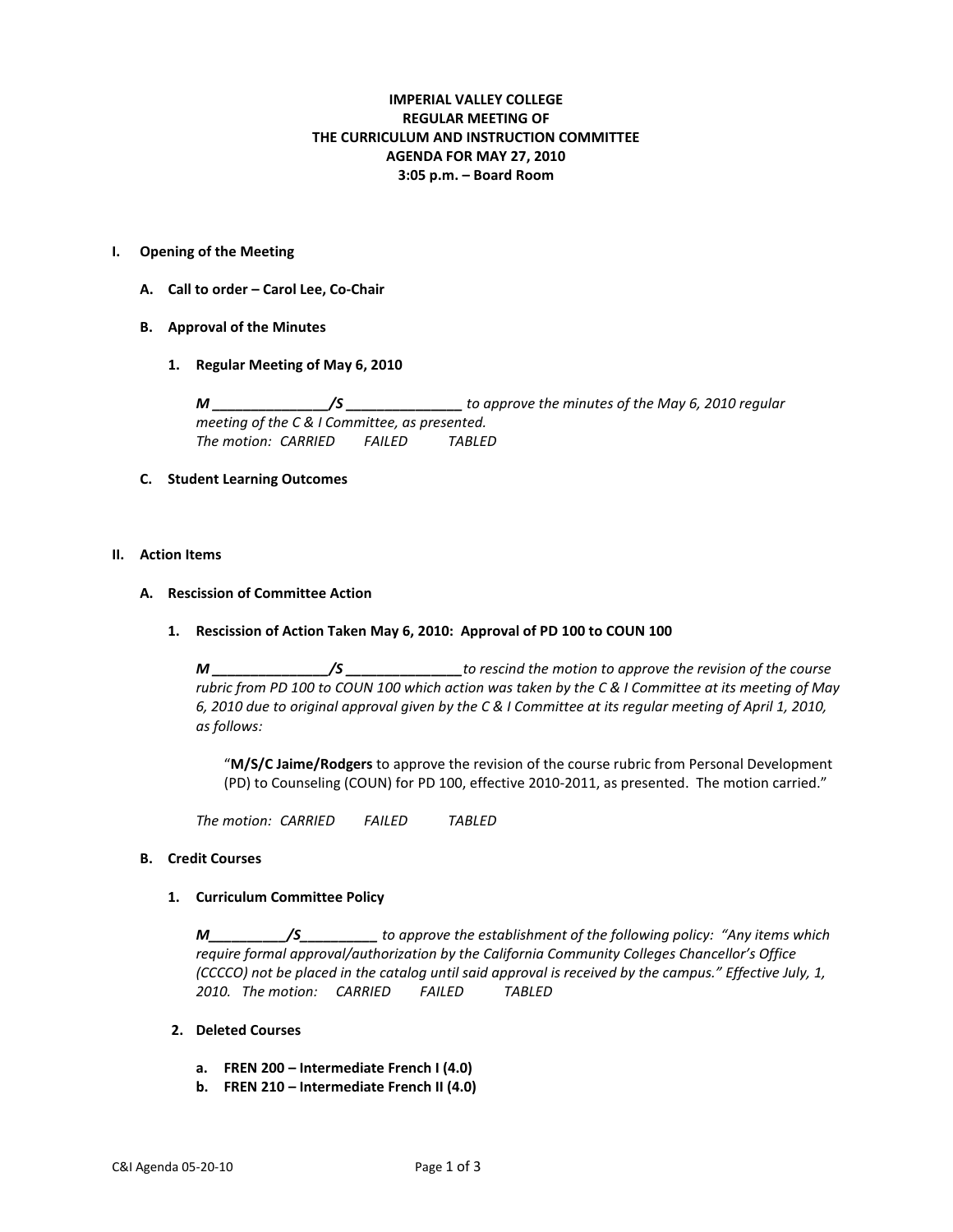**IMPERIAL VALLEY COLLEGE**
**REGULAR MEETING OF**
**THE CURRICULUM AND INSTRUCTION COMMITTEE**
**AGENDA FOR MAY 27, 2010**
**3:05 p.m. – Board Room**

## I. Opening of the Meeting

### A. Call to order – Carol Lee, Co-Chair

### B. Approval of the Minutes

#### 1. Regular Meeting of May 6, 2010

***M ______________/S ______________*** *to approve the minutes of the May 6, 2010 regular meeting of the C & I Committee, as presented.*
*The motion: CARRIED FAILED TABLED*

### C. Student Learning Outcomes

## II. Action Items

### A. Rescission of Committee Action

#### 1. Rescission of Action Taken May 6, 2010: Approval of PD 100 to COUN 100

***M ______________/S ______________*** *to rescind the motion to approve the revision of the course rubric from PD 100 to COUN 100 which action was taken by the C & I Committee at its meeting of May 6, 2010 due to original approval given by the C & I Committee at its regular meeting of April 1, 2010, as follows:*

> "**M/S/C Jaime/Rodgers** to approve the revision of the course rubric from Personal Development (PD) to Counseling (COUN) for PD 100, effective 2010-2011, as presented. The motion carried."

*The motion: CARRIED FAILED TABLED*

### B. Credit Courses

#### 1. Curriculum Committee Policy

***M__________/S__________*** *to approve the establishment of the following policy: "Any items which require formal approval/authorization by the California Community Colleges Chancellor's Office (CCCCO) not be placed in the catalog until said approval is received by the campus." Effective July, 1, 2010. The motion: CARRIED FAILED TABLED*

#### 2. Deleted Courses

a. **FREN 200 – Intermediate French I (4.0)**
b. **FREN 210 – Intermediate French II (4.0)**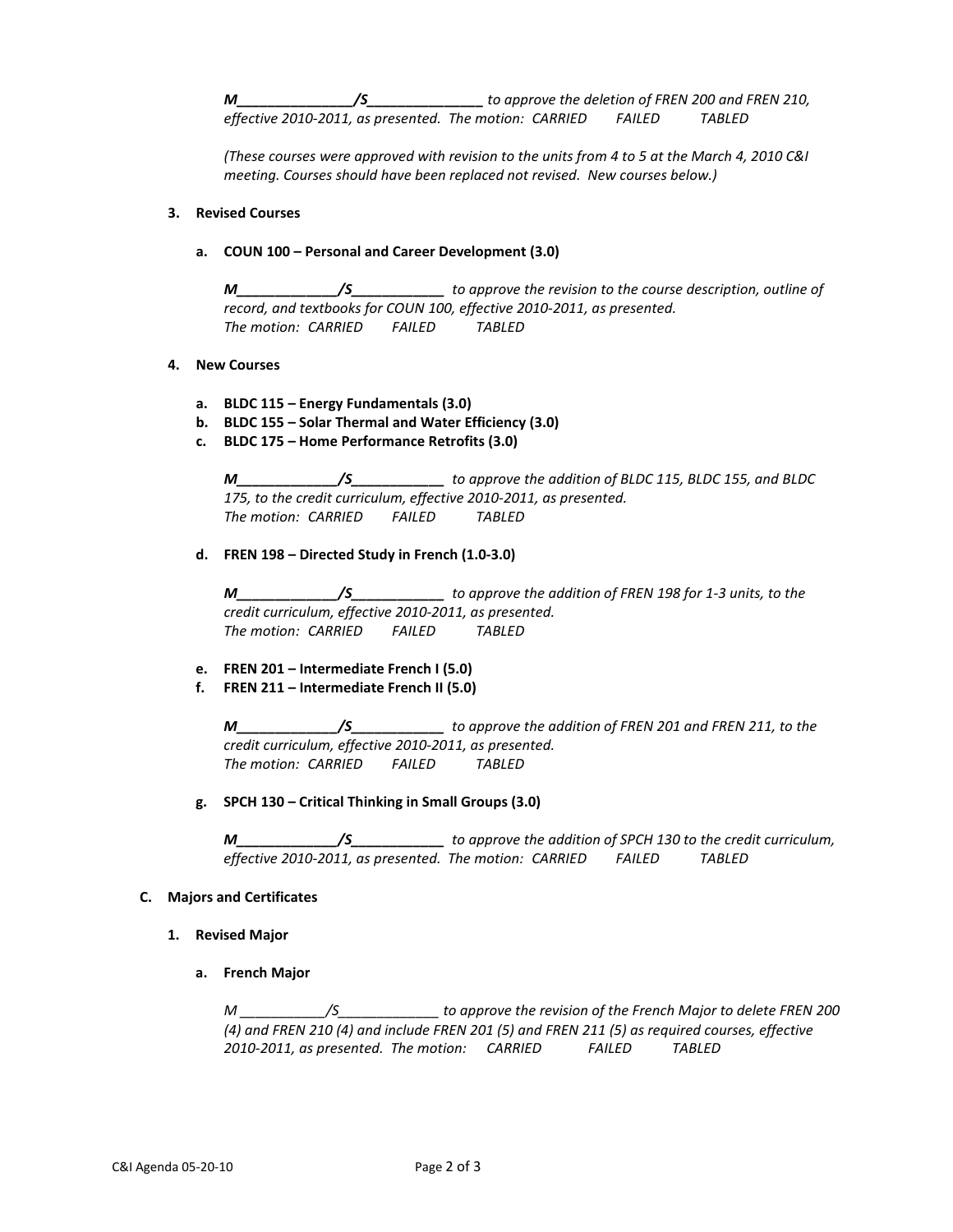***M______________/S______________*** *to approve the deletion of FREN 200 and FREN 210, effective 2010-2011, as presented. The motion: CARRIED FAILED TABLED*

*(These courses were approved with revision to the units from 4 to 5 at the March 4, 2010 C&I meeting. Courses should have been replaced not revised. New courses below.)*

**3. Revised Courses**

**a. COUN 100 – Personal and Career Development (3.0)**

***M____________/S___________*** *to approve the revision to the course description, outline of record, and textbooks for COUN 100, effective 2010-2011, as presented. The motion: CARRIED FAILED TABLED*

**4. New Courses**

**a. BLDC 115 – Energy Fundamentals (3.0)**
**b. BLDC 155 – Solar Thermal and Water Efficiency (3.0)**
**c. BLDC 175 – Home Performance Retrofits (3.0)**

***M____________/S___________*** *to approve the addition of BLDC 115, BLDC 155, and BLDC 175, to the credit curriculum, effective 2010-2011, as presented. The motion: CARRIED FAILED TABLED*

**d. FREN 198 – Directed Study in French (1.0-3.0)**

***M____________/S___________*** *to approve the addition of FREN 198 for 1-3 units, to the credit curriculum, effective 2010-2011, as presented. The motion: CARRIED FAILED TABLED*

**e. FREN 201 – Intermediate French I (5.0)**
**f. FREN 211 – Intermediate French II (5.0)**

***M____________/S___________*** *to approve the addition of FREN 201 and FREN 211, to the credit curriculum, effective 2010-2011, as presented. The motion: CARRIED FAILED TABLED*

**g. SPCH 130 – Critical Thinking in Small Groups (3.0)**

***M____________/S___________*** *to approve the addition of SPCH 130 to the credit curriculum, effective 2010-2011, as presented. The motion: CARRIED FAILED TABLED*

**C. Majors and Certificates**

**1. Revised Major**

**a. French Major**

*M ___________/S_____________ to approve the revision of the French Major to delete FREN 200 (4) and FREN 210 (4) and include FREN 201 (5) and FREN 211 (5) as required courses, effective 2010-2011, as presented. The motion: CARRIED FAILED TABLED*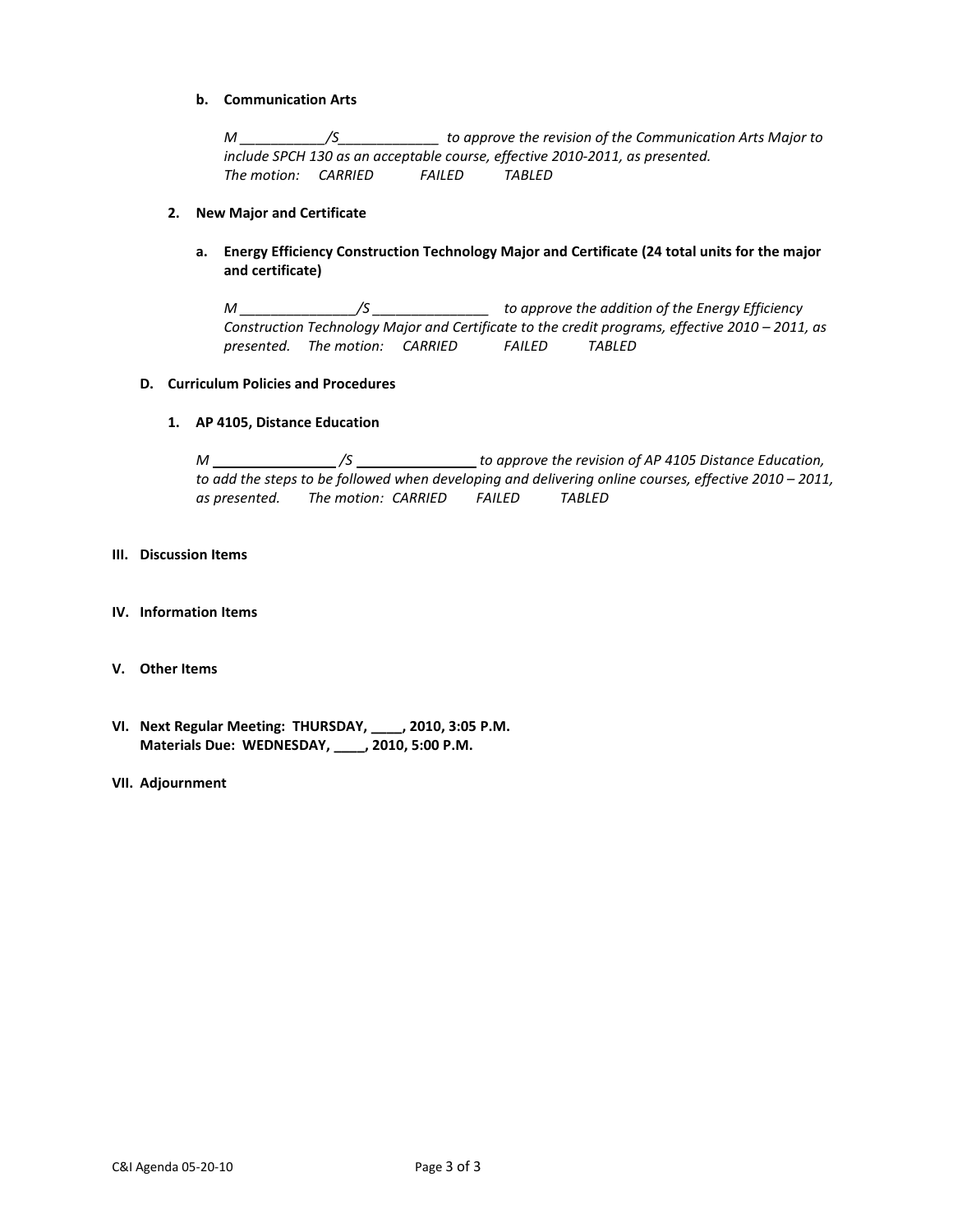**b. Communication Arts**

*M \_\_\_\_\_\_\_\_\_\_\_/S\_\_\_\_\_\_\_\_\_\_\_\_\_ to approve the revision of the Communication Arts Major to include SPCH 130 as an acceptable course, effective 2010-2011, as presented.*
*The motion: CARRIED FAILED TABLED*

**2. New Major and Certificate**

**a. Energy Efficiency Construction Technology Major and Certificate (24 total units for the major and certificate)**

*M \_\_\_\_\_\_\_\_\_\_\_\_\_\_\_/S \_\_\_\_\_\_\_\_\_\_\_\_\_\_\_ to approve the addition of the Energy Efficiency Construction Technology Major and Certificate to the credit programs, effective 2010 – 2011, as presented. The motion: CARRIED FAILED TABLED*

**D. Curriculum Policies and Procedures**

**1. AP 4105, Distance Education**

*M \_\_\_\_\_\_\_\_\_\_\_\_\_\_\_\_ /S \_\_\_\_\_\_\_\_\_\_\_\_\_\_\_\_ to approve the revision of AP 4105 Distance Education, to add the steps to be followed when developing and delivering online courses, effective 2010 – 2011, as presented. The motion: CARRIED FAILED TABLED*

**III. Discussion Items**

**IV. Information Items**

**V. Other Items**

**VI. Next Regular Meeting: THURSDAY, \_\_\_\_, 2010, 3:05 P.M.**
**Materials Due: WEDNESDAY, \_\_\_\_, 2010, 5:00 P.M.**

**VII. Adjournment**